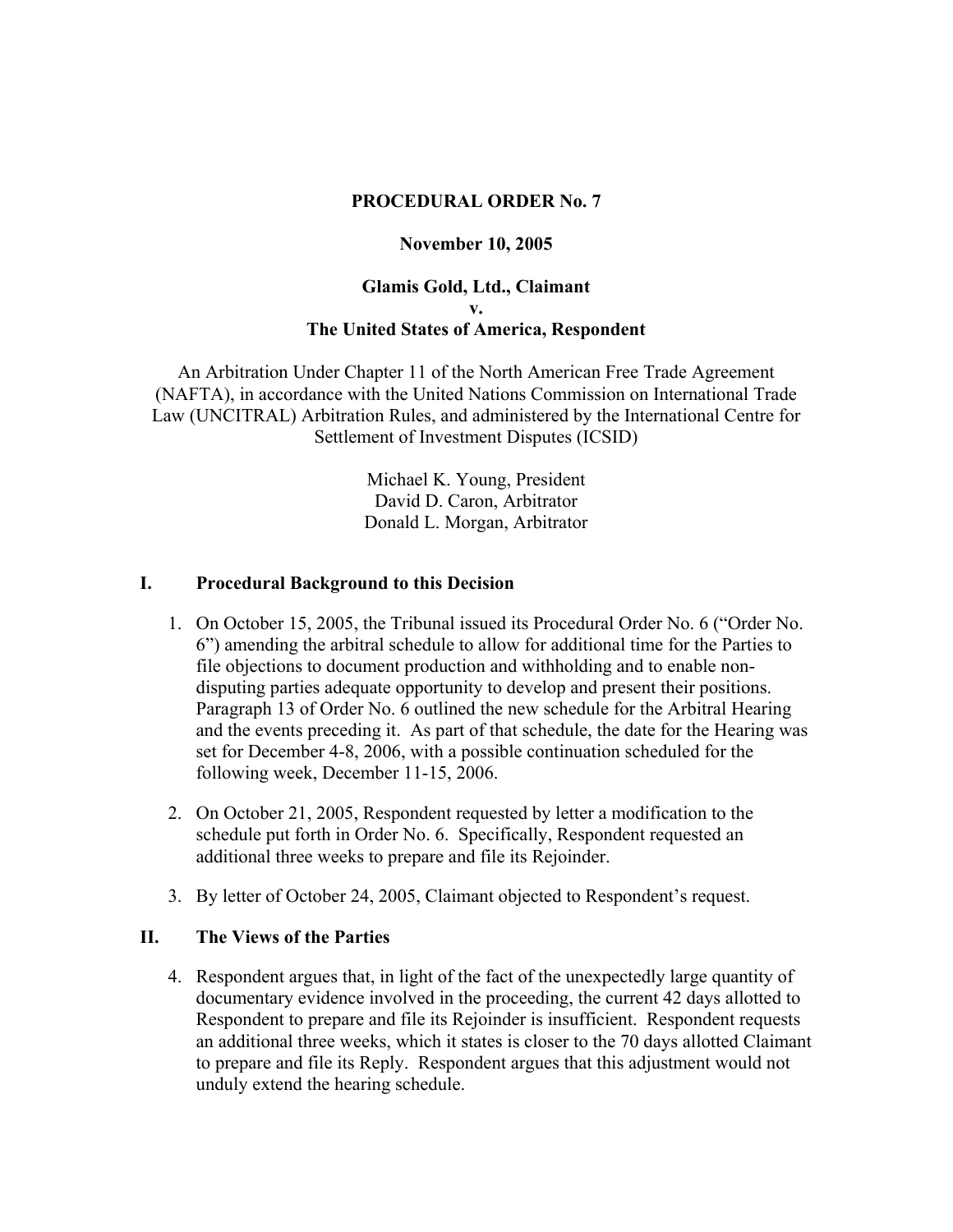**PROCEDURAL ORDER No. 7**

**November 10, 2005**

**Glamis Gold, Ltd., Claimant**
**v.**
**The United States of America, Respondent**

An Arbitration Under Chapter 11 of the North American Free Trade Agreement (NAFTA), in accordance with the United Nations Commission on International Trade Law (UNCITRAL) Arbitration Rules, and administered by the International Centre for Settlement of Investment Disputes (ICSID)

Michael K. Young, President
David D. Caron, Arbitrator
Donald L. Morgan, Arbitrator

## I. Procedural Background to this Decision

1. On October 15, 2005, the Tribunal issued its Procedural Order No. 6 ("Order No. 6") amending the arbitral schedule to allow for additional time for the Parties to file objections to document production and withholding and to enable non-disputing parties adequate opportunity to develop and present their positions. Paragraph 13 of Order No. 6 outlined the new schedule for the Arbitral Hearing and the events preceding it. As part of that schedule, the date for the Hearing was set for December 4-8, 2006, with a possible continuation scheduled for the following week, December 11-15, 2006.

2. On October 21, 2005, Respondent requested by letter a modification to the schedule put forth in Order No. 6. Specifically, Respondent requested an additional three weeks to prepare and file its Rejoinder.

3. By letter of October 24, 2005, Claimant objected to Respondent's request.

## II. The Views of the Parties

4. Respondent argues that, in light of the fact of the unexpectedly large quantity of documentary evidence involved in the proceeding, the current 42 days allotted to Respondent to prepare and file its Rejoinder is insufficient. Respondent requests an additional three weeks, which it states is closer to the 70 days allotted Claimant to prepare and file its Reply. Respondent argues that this adjustment would not unduly extend the hearing schedule.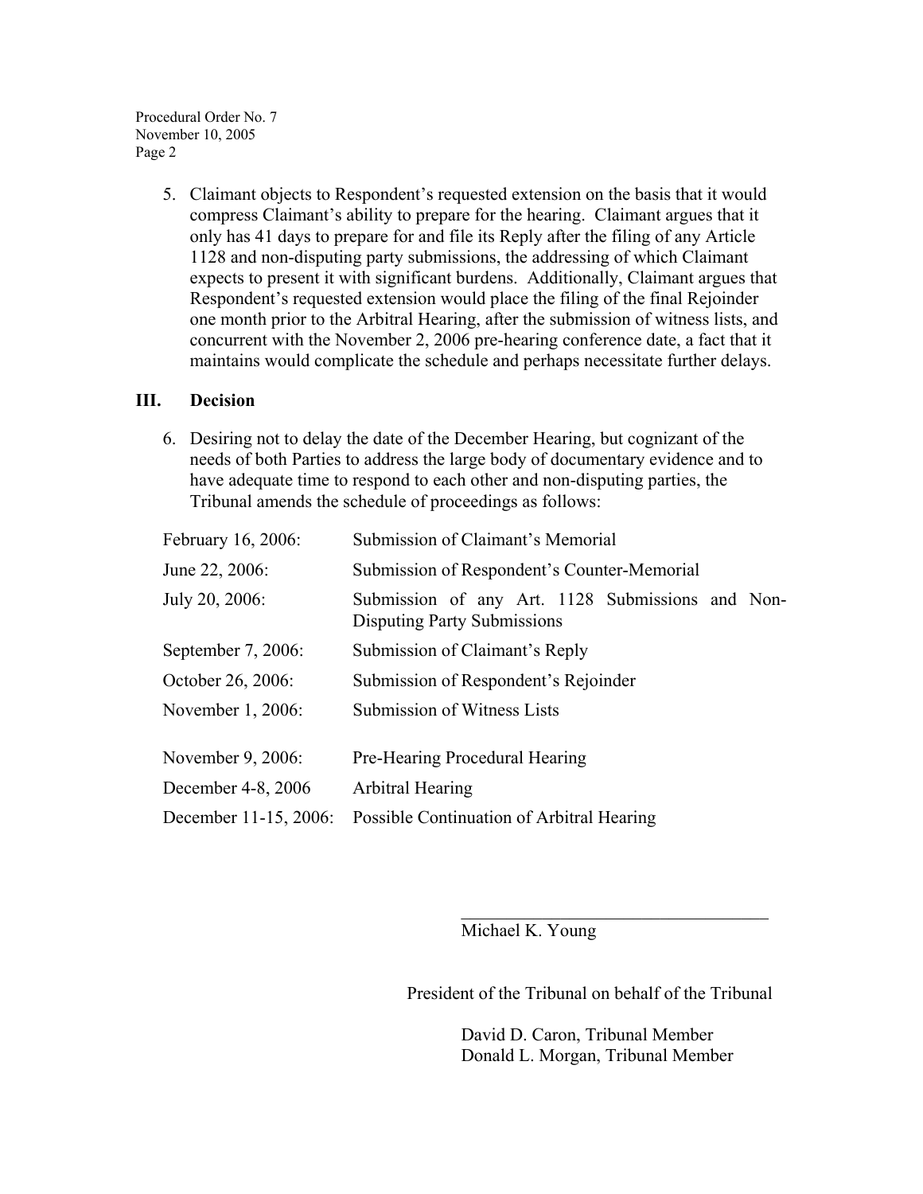5. Claimant objects to Respondent's requested extension on the basis that it would compress Claimant's ability to prepare for the hearing. Claimant argues that it only has 41 days to prepare for and file its Reply after the filing of any Article 1128 and non-disputing party submissions, the addressing of which Claimant expects to present it with significant burdens. Additionally, Claimant argues that Respondent's requested extension would place the filing of the final Rejoinder one month prior to the Arbitral Hearing, after the submission of witness lists, and concurrent with the November 2, 2006 pre-hearing conference date, a fact that it maintains would complicate the schedule and perhaps necessitate further delays.

## III. Decision

6. Desiring not to delay the date of the December Hearing, but cognizant of the needs of both Parties to address the large body of documentary evidence and to have adequate time to respond to each other and non-disputing parties, the Tribunal amends the schedule of proceedings as follows:

| | |
|---|---|
| February 16, 2006: | Submission of Claimant's Memorial |
| June 22, 2006: | Submission of Respondent's Counter-Memorial |
| July 20, 2006: | Submission of any Art. 1128 Submissions and Non-Disputing Party Submissions |
| September 7, 2006: | Submission of Claimant's Reply |
| October 26, 2006: | Submission of Respondent's Rejoinder |
| November 1, 2006: | Submission of Witness Lists |
| November 9, 2006: | Pre-Hearing Procedural Hearing |
| December 4-8, 2006 | Arbitral Hearing |
| December 11-15, 2006: | Possible Continuation of Arbitral Hearing |

\_\_\_\_\_\_\_\_\_\_\_\_\_\_\_\_\_\_\_\_\_\_\_\_\_\_\_\_\_\_\_\_\_\_\_

Michael K. Young

President of the Tribunal on behalf of the Tribunal

David D. Caron, Tribunal Member
Donald L. Morgan, Tribunal Member